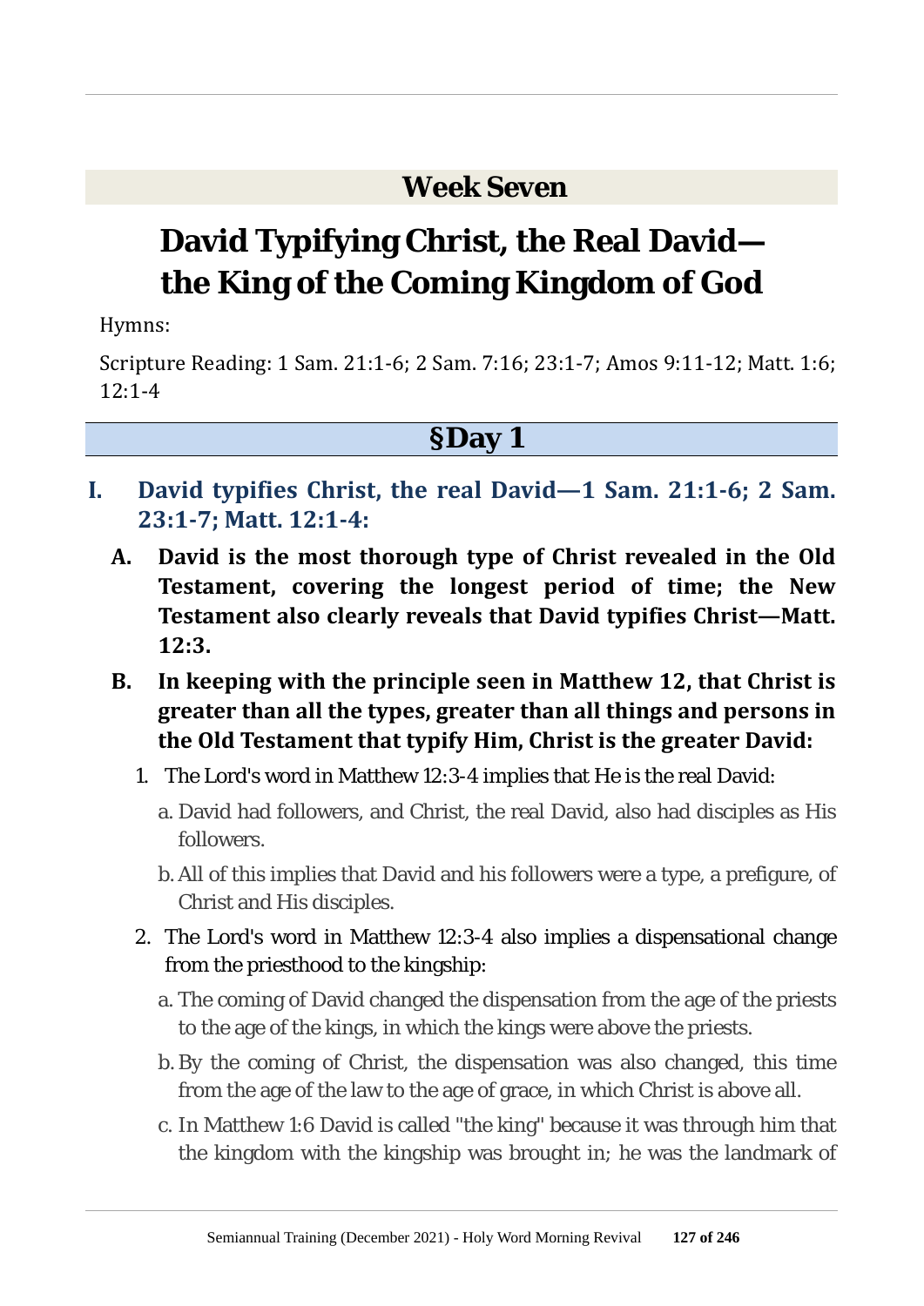## Week Seven

# David Typifying Christ, the Real David—the King of the Coming Kingdom of God

Hymns:

Scripture Reading: 1 Sam. 21:1-6; 2 Sam. 7:16; 23:1-7; Amos 9:11-12; Matt. 1:6; 12:1-4

## §Day 1

### I. David typifies Christ, the real David—1 Sam. 21:1-6; 2 Sam. 23:1-7; Matt. 12:1-4:

**A. David is the most thorough type of Christ revealed in the Old Testament, covering the longest period of time; the New Testament also clearly reveals that David typifies Christ—Matt. 12:3.**

**B. In keeping with the principle seen in Matthew 12, that Christ is greater than all the types, greater than all things and persons in the Old Testament that typify Him, Christ is the greater David:**

1. The Lord's word in Matthew 12:3-4 implies that He is the real David:
   - a. David had followers, and Christ, the real David, also had disciples as His followers.
   - b. All of this implies that David and his followers were a type, a prefigure, of Christ and His disciples.
2. The Lord's word in Matthew 12:3-4 also implies a dispensational change from the priesthood to the kingship:
   - a. The coming of David changed the dispensation from the age of the priests to the age of the kings, in which the kings were above the priests.
   - b. By the coming of Christ, the dispensation was also changed, this time from the age of the law to the age of grace, in which Christ is above all.
   - c. In Matthew 1:6 David is called "the king" because it was through him that the kingdom with the kingship was brought in; he was the landmark of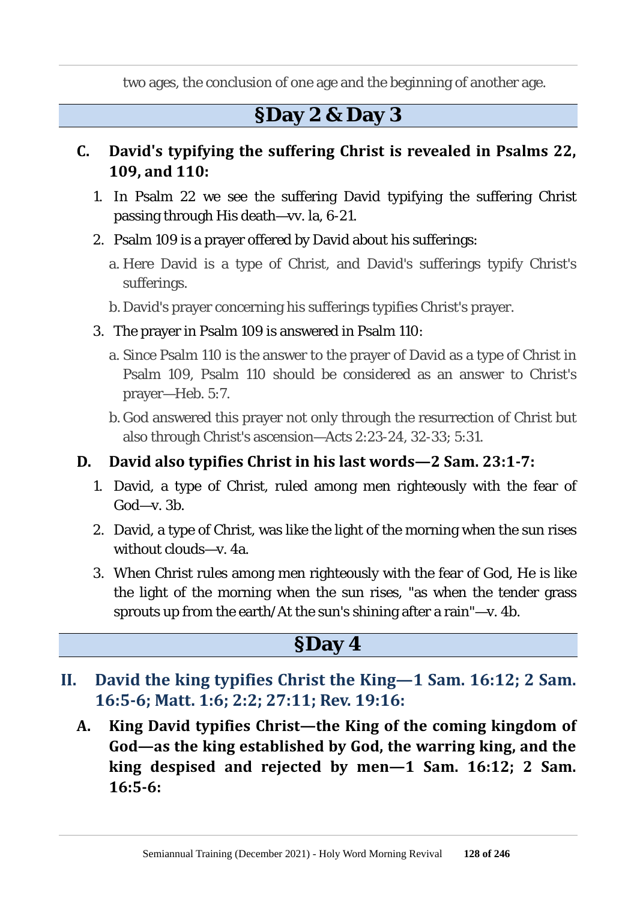two ages, the conclusion of one age and the beginning of another age.

## §Day 2 & Day 3

**C. David's typifying the suffering Christ is revealed in Psalms 22, 109, and 110:**

1. In Psalm 22 we see the suffering David typifying the suffering Christ passing through His death—vv. la, 6-21.
2. Psalm 109 is a prayer offered by David about his sufferings:
   - a. Here David is a type of Christ, and David's sufferings typify Christ's sufferings.
   - b. David's prayer concerning his sufferings typifies Christ's prayer.
3. The prayer in Psalm 109 is answered in Psalm 110:
   - a. Since Psalm 110 is the answer to the prayer of David as a type of Christ in Psalm 109, Psalm 110 should be considered as an answer to Christ's prayer—Heb. 5:7.
   - b. God answered this prayer not only through the resurrection of Christ but also through Christ's ascension—Acts 2:23-24, 32-33; 5:31.

**D. David also typifies Christ in his last words—2 Sam. 23:1-7:**

1. David, a type of Christ, ruled among men righteously with the fear of God—v. 3b.
2. David, a type of Christ, was like the light of the morning when the sun rises without clouds—v. 4a.
3. When Christ rules among men righteously with the fear of God, He is like the light of the morning when the sun rises, "as when the tender grass sprouts up from the earth/At the sun's shining after a rain"—v. 4b.

## §Day 4

**II. David the king typifies Christ the King—1 Sam. 16:12; 2 Sam. 16:5-6; Matt. 1:6; 2:2; 27:11; Rev. 19:16:**

**A. King David typifies Christ—the King of the coming kingdom of God—as the king established by God, the warring king, and the king despised and rejected by men—1 Sam. 16:12; 2 Sam. 16:5-6:**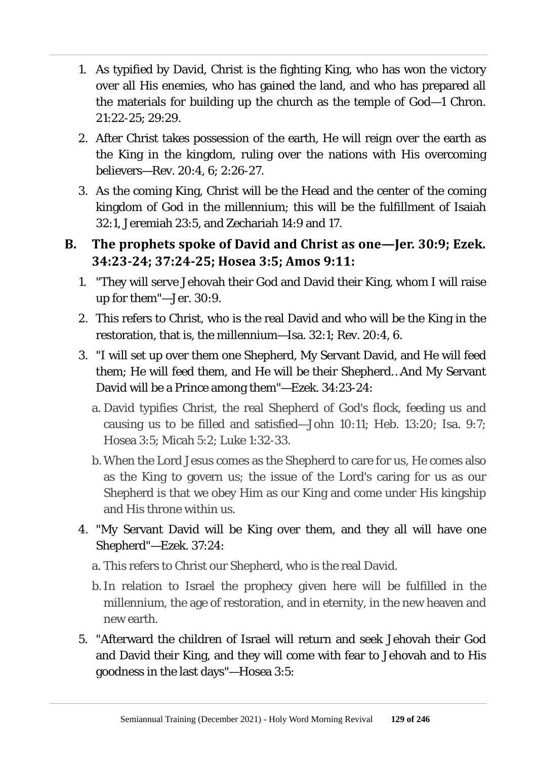1. As typified by David, Christ is the fighting King, who has won the victory over all His enemies, who has gained the land, and who has prepared all the materials for building up the church as the temple of God—1 Chron. 21:22-25; 29:29.
2. After Christ takes possession of the earth, He will reign over the earth as the King in the kingdom, ruling over the nations with His overcoming believers—Rev. 20:4, 6; 2:26-27.
3. As the coming King, Christ will be the Head and the center of the coming kingdom of God in the millennium; this will be the fulfillment of Isaiah 32:1, Jeremiah 23:5, and Zechariah 14:9 and 17.

### B. The prophets spoke of David and Christ as one—Jer. 30:9; Ezek. 34:23-24; 37:24-25; Hosea 3:5; Amos 9:11:

1. "They will serve Jehovah their God and David their King, whom I will raise up for them"—Jer. 30:9.
2. This refers to Christ, who is the real David and who will be the King in the restoration, that is, the millennium—Isa. 32:1; Rev. 20:4, 6.
3. "I will set up over them one Shepherd, My Servant David, and He will feed them; He will feed them, and He will be their Shepherd…And My Servant David will be a Prince among them"—Ezek. 34:23-24:
   - a. David typifies Christ, the real Shepherd of God's flock, feeding us and causing us to be filled and satisfied—John 10:11; Heb. 13:20; Isa. 9:7; Hosea 3:5; Micah 5:2; Luke 1:32-33.
   - b. When the Lord Jesus comes as the Shepherd to care for us, He comes also as the King to govern us; the issue of the Lord's caring for us as our Shepherd is that we obey Him as our King and come under His kingship and His throne within us.
4. "My Servant David will be King over them, and they all will have one Shepherd"—Ezek. 37:24:
   - a. This refers to Christ our Shepherd, who is the real David.
   - b. In relation to Israel the prophecy given here will be fulfilled in the millennium, the age of restoration, and in eternity, in the new heaven and new earth.
5. "Afterward the children of Israel will return and seek Jehovah their God and David their King, and they will come with fear to Jehovah and to His goodness in the last days"—Hosea 3:5: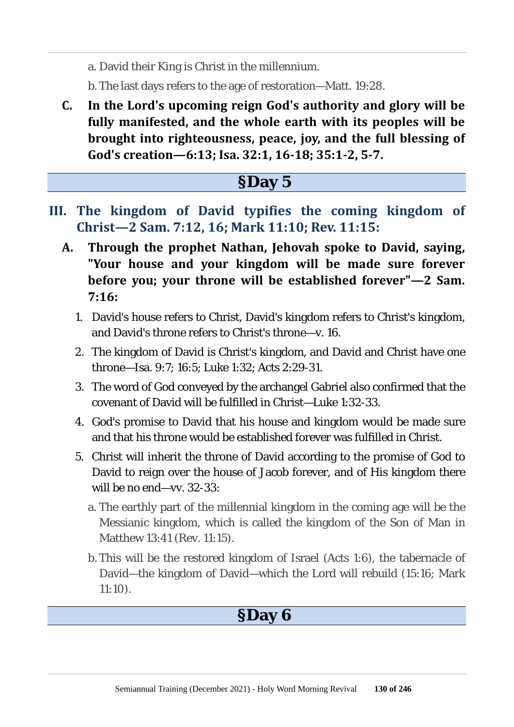a. David their King is Christ in the millennium.

b. The last days refers to the age of restoration—Matt. 19:28.

**C. In the Lord's upcoming reign God's authority and glory will be fully manifested, and the whole earth with its peoples will be brought into righteousness, peace, joy, and the full blessing of God's creation—6:13; Isa. 32:1, 16-18; 35:1-2, 5-7.**

## §Day 5

### III. The kingdom of David typifies the coming kingdom of Christ—2 Sam. 7:12, 16; Mark 11:10; Rev. 11:15:

**A. Through the prophet Nathan, Jehovah spoke to David, saying, "Your house and your kingdom will be made sure forever before you; your throne will be established forever"—2 Sam. 7:16:**

1. David's house refers to Christ, David's kingdom refers to Christ's kingdom, and David's throne refers to Christ's throne—v. 16.
2. The kingdom of David is Christ's kingdom, and David and Christ have one throne—Isa. 9:7; 16:5; Luke 1:32; Acts 2:29-31.
3. The word of God conveyed by the archangel Gabriel also confirmed that the covenant of David will be fulfilled in Christ—Luke 1:32-33.
4. God's promise to David that his house and kingdom would be made sure and that his throne would be established forever was fulfilled in Christ.
5. Christ will inherit the throne of David according to the promise of God to David to reign over the house of Jacob forever, and of His kingdom there will be no end—vv. 32-33:

   a. The earthly part of the millennial kingdom in the coming age will be the Messianic kingdom, which is called the kingdom of the Son of Man in Matthew 13:41 (Rev. 11:15).

   b. This will be the restored kingdom of Israel (Acts 1:6), the tabernacle of David—the kingdom of David—which the Lord will rebuild (15:16; Mark 11:10).

## §Day 6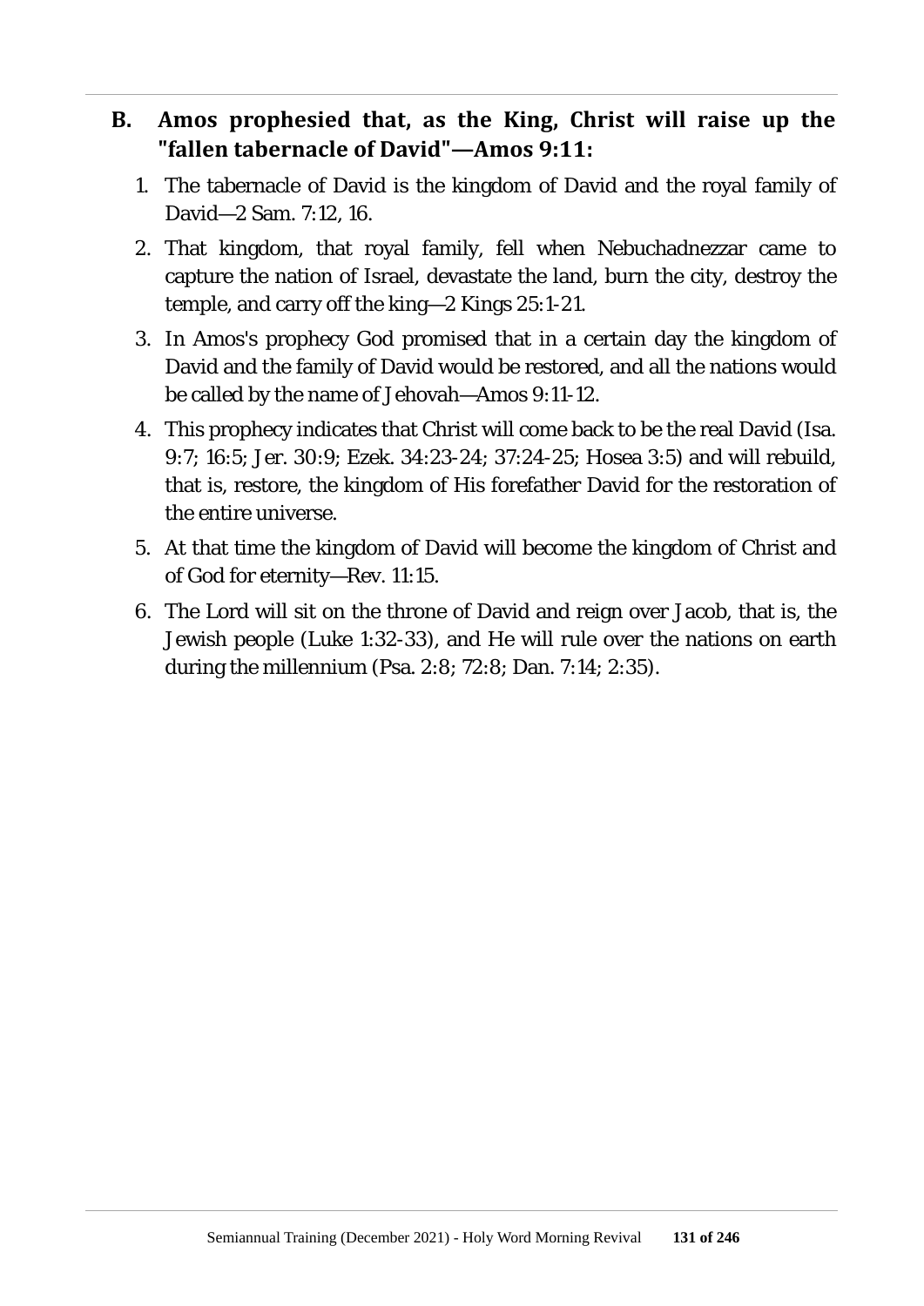## B. Amos prophesied that, as the King, Christ will raise up the "fallen tabernacle of David"—Amos 9:11:

1. The tabernacle of David is the kingdom of David and the royal family of David—2 Sam. 7:12, 16.
2. That kingdom, that royal family, fell when Nebuchadnezzar came to capture the nation of Israel, devastate the land, burn the city, destroy the temple, and carry off the king—2 Kings 25:1-21.
3. In Amos's prophecy God promised that in a certain day the kingdom of David and the family of David would be restored, and all the nations would be called by the name of Jehovah—Amos 9:11-12.
4. This prophecy indicates that Christ will come back to be the real David (Isa. 9:7; 16:5; Jer. 30:9; Ezek. 34:23-24; 37:24-25; Hosea 3:5) and will rebuild, that is, restore, the kingdom of His forefather David for the restoration of the entire universe.
5. At that time the kingdom of David will become the kingdom of Christ and of God for eternity—Rev. 11:15.
6. The Lord will sit on the throne of David and reign over Jacob, that is, the Jewish people (Luke 1:32-33), and He will rule over the nations on earth during the millennium (Psa. 2:8; 72:8; Dan. 7:14; 2:35).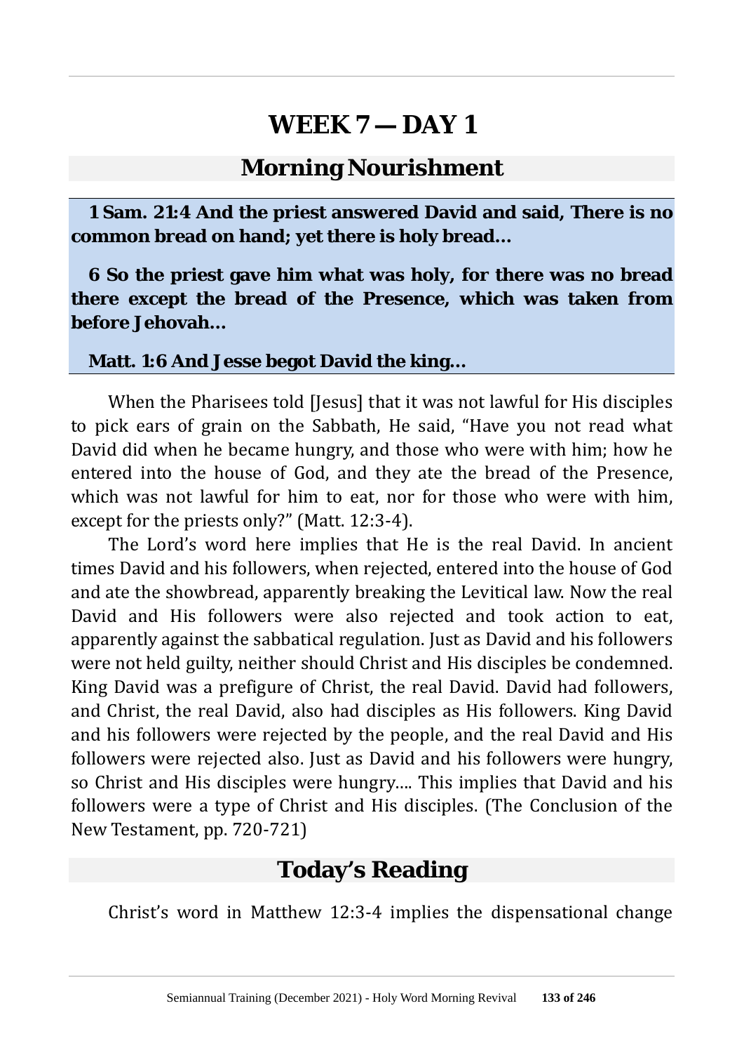# WEEK 7 — DAY 1

## Morning Nourishment

**1 Sam. 21:4 And the priest answered David and said, There is no common bread on hand; yet there is holy bread…**

**6 So the priest gave him what was holy, for there was no bread there except the bread of the Presence, which was taken from before Jehovah…**

**Matt. 1:6 And Jesse begot David the king…**

When the Pharisees told [Jesus] that it was not lawful for His disciples to pick ears of grain on the Sabbath, He said, "Have you not read what David did when he became hungry, and those who were with him; how he entered into the house of God, and they ate the bread of the Presence, which was not lawful for him to eat, nor for those who were with him, except for the priests only?" (Matt. 12:3-4).

The Lord's word here implies that He is the real David. In ancient times David and his followers, when rejected, entered into the house of God and ate the showbread, apparently breaking the Levitical law. Now the real David and His followers were also rejected and took action to eat, apparently against the sabbatical regulation. Just as David and his followers were not held guilty, neither should Christ and His disciples be condemned. King David was a prefigure of Christ, the real David. David had followers, and Christ, the real David, also had disciples as His followers. King David and his followers were rejected by the people, and the real David and His followers were rejected also. Just as David and his followers were hungry, so Christ and His disciples were hungry…. This implies that David and his followers were a type of Christ and His disciples. (The Conclusion of the New Testament, pp. 720-721)

## Today's Reading

Christ's word in Matthew 12:3-4 implies the dispensational change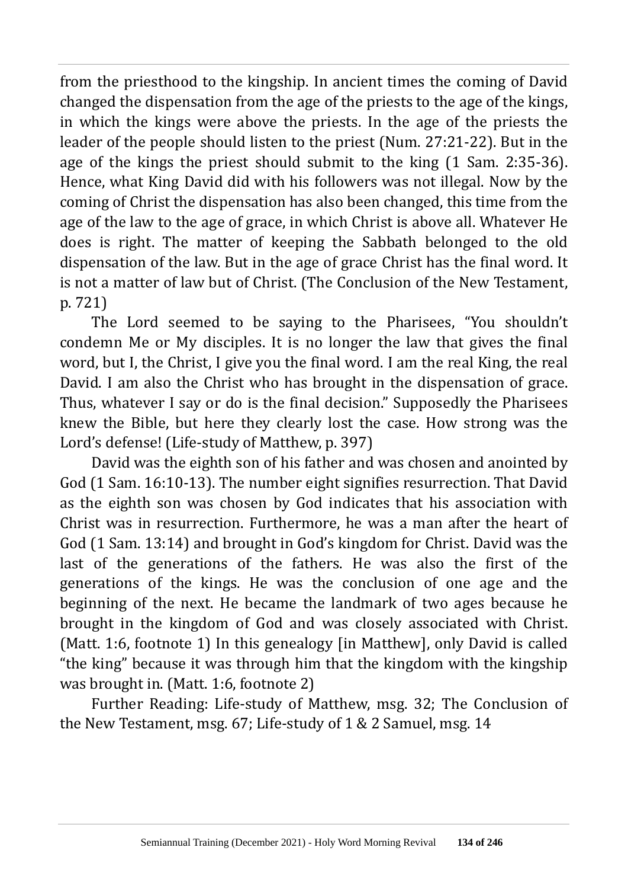from the priesthood to the kingship. In ancient times the coming of David changed the dispensation from the age of the priests to the age of the kings, in which the kings were above the priests. In the age of the priests the leader of the people should listen to the priest (Num. 27:21-22). But in the age of the kings the priest should submit to the king (1 Sam. 2:35-36). Hence, what King David did with his followers was not illegal. Now by the coming of Christ the dispensation has also been changed, this time from the age of the law to the age of grace, in which Christ is above all. Whatever He does is right. The matter of keeping the Sabbath belonged to the old dispensation of the law. But in the age of grace Christ has the final word. It is not a matter of law but of Christ. (The Conclusion of the New Testament, p. 721)

The Lord seemed to be saying to the Pharisees, "You shouldn't condemn Me or My disciples. It is no longer the law that gives the final word, but I, the Christ, I give you the final word. I am the real King, the real David. I am also the Christ who has brought in the dispensation of grace. Thus, whatever I say or do is the final decision." Supposedly the Pharisees knew the Bible, but here they clearly lost the case. How strong was the Lord's defense! (Life-study of Matthew, p. 397)

David was the eighth son of his father and was chosen and anointed by God (1 Sam. 16:10-13). The number eight signifies resurrection. That David as the eighth son was chosen by God indicates that his association with Christ was in resurrection. Furthermore, he was a man after the heart of God (1 Sam. 13:14) and brought in God's kingdom for Christ. David was the last of the generations of the fathers. He was also the first of the generations of the kings. He was the conclusion of one age and the beginning of the next. He became the landmark of two ages because he brought in the kingdom of God and was closely associated with Christ. (Matt. 1:6, footnote 1) In this genealogy [in Matthew], only David is called "the king" because it was through him that the kingdom with the kingship was brought in. (Matt. 1:6, footnote 2)

Further Reading: Life-study of Matthew, msg. 32; The Conclusion of the New Testament, msg. 67; Life-study of 1 & 2 Samuel, msg. 14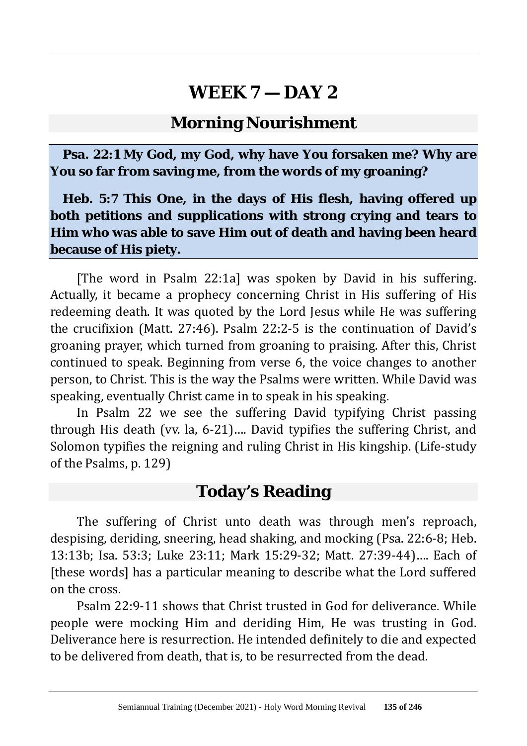# WEEK 7 — DAY 2

## Morning Nourishment

**Psa. 22:1 My God, my God, why have You forsaken me? Why are You so far from saving me, from the words of my groaning?**

**Heb. 5:7 This One, in the days of His flesh, having offered up both petitions and supplications with strong crying and tears to Him who was able to save Him out of death and having been heard because of His piety.**

[The word in Psalm 22:1a] was spoken by David in his suffering. Actually, it became a prophecy concerning Christ in His suffering of His redeeming death. It was quoted by the Lord Jesus while He was suffering the crucifixion (Matt. 27:46). Psalm 22:2-5 is the continuation of David's groaning prayer, which turned from groaning to praising. After this, Christ continued to speak. Beginning from verse 6, the voice changes to another person, to Christ. This is the way the Psalms were written. While David was speaking, eventually Christ came in to speak in his speaking.

In Psalm 22 we see the suffering David typifying Christ passing through His death (vv. la, 6-21)…. David typifies the suffering Christ, and Solomon typifies the reigning and ruling Christ in His kingship. (Life-study of the Psalms, p. 129)

## Today's Reading

The suffering of Christ unto death was through men's reproach, despising, deriding, sneering, head shaking, and mocking (Psa. 22:6-8; Heb. 13:13b; Isa. 53:3; Luke 23:11; Mark 15:29-32; Matt. 27:39-44)…. Each of [these words] has a particular meaning to describe what the Lord suffered on the cross.

Psalm 22:9-11 shows that Christ trusted in God for deliverance. While people were mocking Him and deriding Him, He was trusting in God. Deliverance here is resurrection. He intended definitely to die and expected to be delivered from death, that is, to be resurrected from the dead.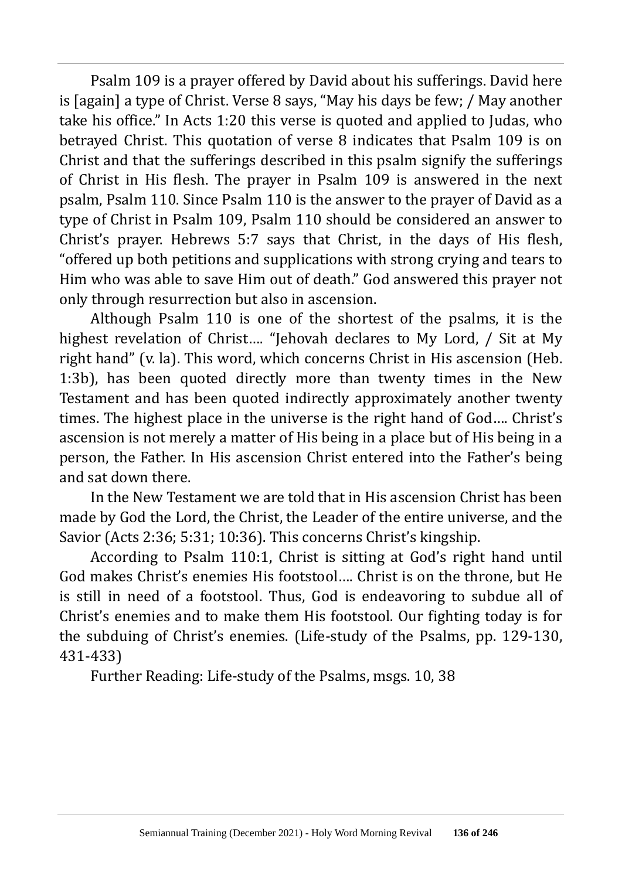Psalm 109 is a prayer offered by David about his sufferings. David here is [again] a type of Christ. Verse 8 says, "May his days be few; / May another take his office." In Acts 1:20 this verse is quoted and applied to Judas, who betrayed Christ. This quotation of verse 8 indicates that Psalm 109 is on Christ and that the sufferings described in this psalm signify the sufferings of Christ in His flesh. The prayer in Psalm 109 is answered in the next psalm, Psalm 110. Since Psalm 110 is the answer to the prayer of David as a type of Christ in Psalm 109, Psalm 110 should be considered an answer to Christ's prayer. Hebrews 5:7 says that Christ, in the days of His flesh, "offered up both petitions and supplications with strong crying and tears to Him who was able to save Him out of death." God answered this prayer not only through resurrection but also in ascension.

Although Psalm 110 is one of the shortest of the psalms, it is the highest revelation of Christ…. "Jehovah declares to My Lord, / Sit at My right hand" (v. la). This word, which concerns Christ in His ascension (Heb. 1:3b), has been quoted directly more than twenty times in the New Testament and has been quoted indirectly approximately another twenty times. The highest place in the universe is the right hand of God…. Christ's ascension is not merely a matter of His being in a place but of His being in a person, the Father. In His ascension Christ entered into the Father's being and sat down there.

In the New Testament we are told that in His ascension Christ has been made by God the Lord, the Christ, the Leader of the entire universe, and the Savior (Acts 2:36; 5:31; 10:36). This concerns Christ's kingship.

According to Psalm 110:1, Christ is sitting at God's right hand until God makes Christ's enemies His footstool…. Christ is on the throne, but He is still in need of a footstool. Thus, God is endeavoring to subdue all of Christ's enemies and to make them His footstool. Our fighting today is for the subduing of Christ's enemies. (Life-study of the Psalms, pp. 129-130, 431-433)

Further Reading: Life-study of the Psalms, msgs. 10, 38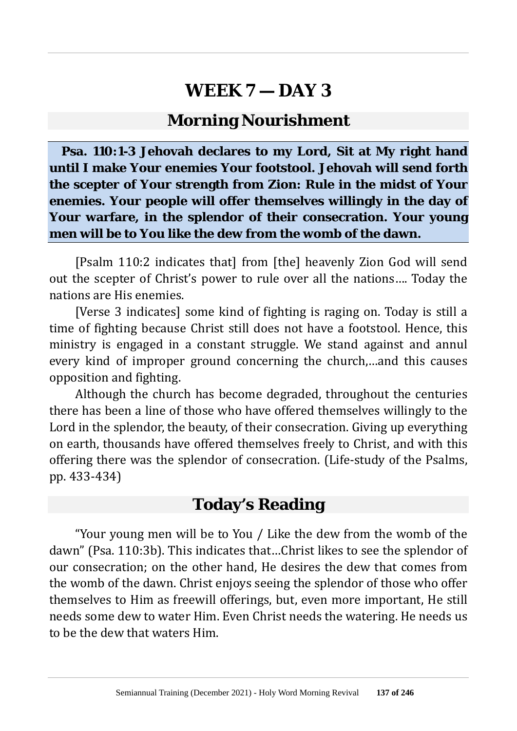# WEEK 7 — DAY 3

## Morning Nourishment

**Psa. 110:1-3 Jehovah declares to my Lord, Sit at My right hand until I make Your enemies Your footstool. Jehovah will send forth the scepter of Your strength from Zion: Rule in the midst of Your enemies. Your people will offer themselves willingly in the day of Your warfare, in the splendor of their consecration. Your young men will be to You like the dew from the womb of the dawn.**

[Psalm 110:2 indicates that] from [the] heavenly Zion God will send out the scepter of Christ's power to rule over all the nations…. Today the nations are His enemies.

[Verse 3 indicates] some kind of fighting is raging on. Today is still a time of fighting because Christ still does not have a footstool. Hence, this ministry is engaged in a constant struggle. We stand against and annul every kind of improper ground concerning the church,…and this causes opposition and fighting.

Although the church has become degraded, throughout the centuries there has been a line of those who have offered themselves willingly to the Lord in the splendor, the beauty, of their consecration. Giving up everything on earth, thousands have offered themselves freely to Christ, and with this offering there was the splendor of consecration. (Life-study of the Psalms, pp. 433-434)

## Today's Reading

"Your young men will be to You / Like the dew from the womb of the dawn" (Psa. 110:3b). This indicates that…Christ likes to see the splendor of our consecration; on the other hand, He desires the dew that comes from the womb of the dawn. Christ enjoys seeing the splendor of those who offer themselves to Him as freewill offerings, but, even more important, He still needs some dew to water Him. Even Christ needs the watering. He needs us to be the dew that waters Him.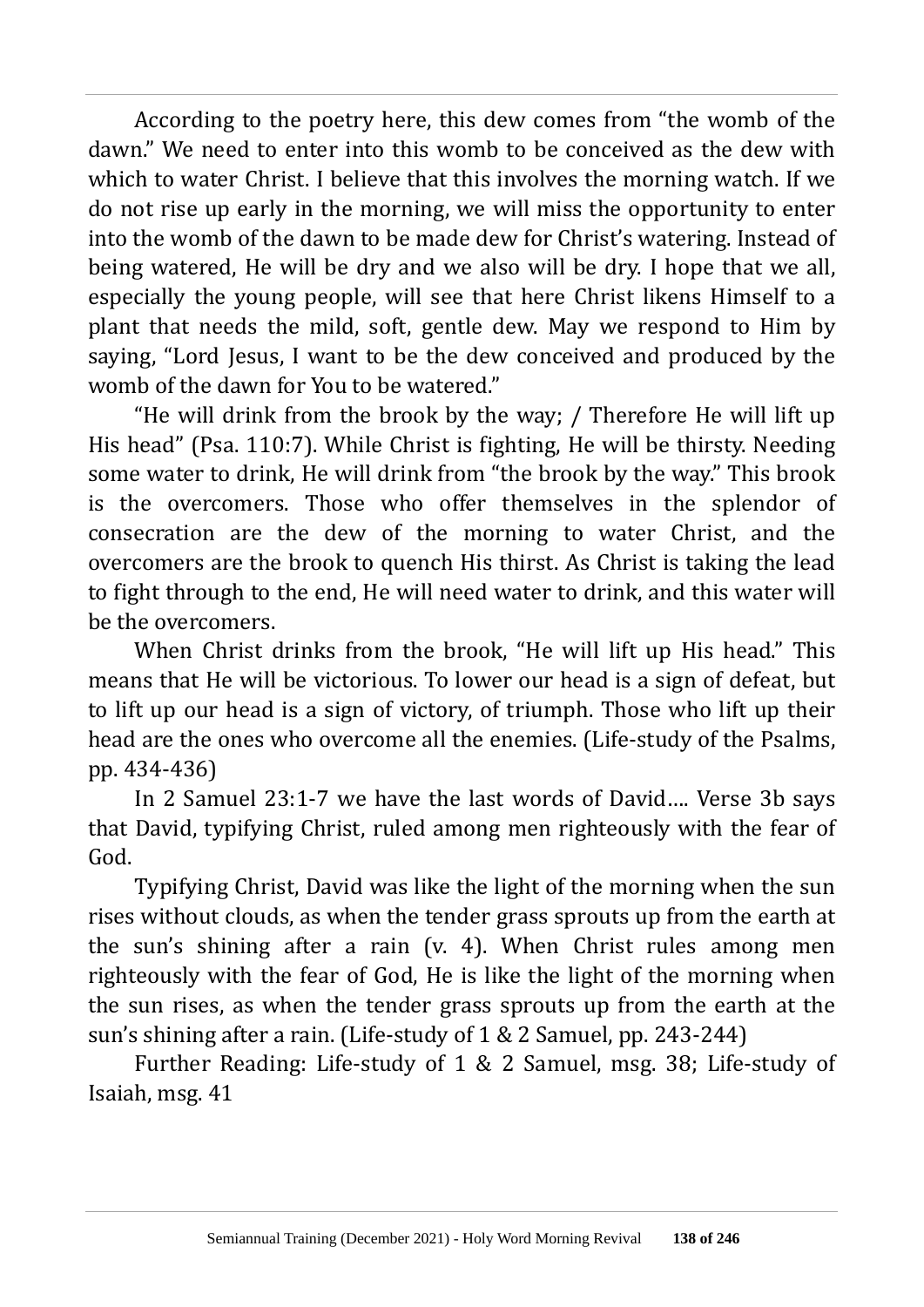According to the poetry here, this dew comes from "the womb of the dawn." We need to enter into this womb to be conceived as the dew with which to water Christ. I believe that this involves the morning watch. If we do not rise up early in the morning, we will miss the opportunity to enter into the womb of the dawn to be made dew for Christ's watering. Instead of being watered, He will be dry and we also will be dry. I hope that we all, especially the young people, will see that here Christ likens Himself to a plant that needs the mild, soft, gentle dew. May we respond to Him by saying, "Lord Jesus, I want to be the dew conceived and produced by the womb of the dawn for You to be watered."

"He will drink from the brook by the way; / Therefore He will lift up His head" (Psa. 110:7). While Christ is fighting, He will be thirsty. Needing some water to drink, He will drink from "the brook by the way." This brook is the overcomers. Those who offer themselves in the splendor of consecration are the dew of the morning to water Christ, and the overcomers are the brook to quench His thirst. As Christ is taking the lead to fight through to the end, He will need water to drink, and this water will be the overcomers.

When Christ drinks from the brook, "He will lift up His head." This means that He will be victorious. To lower our head is a sign of defeat, but to lift up our head is a sign of victory, of triumph. Those who lift up their head are the ones who overcome all the enemies. (Life-study of the Psalms, pp. 434-436)

In 2 Samuel 23:1-7 we have the last words of David…. Verse 3b says that David, typifying Christ, ruled among men righteously with the fear of God.

Typifying Christ, David was like the light of the morning when the sun rises without clouds, as when the tender grass sprouts up from the earth at the sun's shining after a rain (v. 4). When Christ rules among men righteously with the fear of God, He is like the light of the morning when the sun rises, as when the tender grass sprouts up from the earth at the sun's shining after a rain. (Life-study of 1 & 2 Samuel, pp. 243-244)

Further Reading: Life-study of 1 & 2 Samuel, msg. 38; Life-study of Isaiah, msg. 41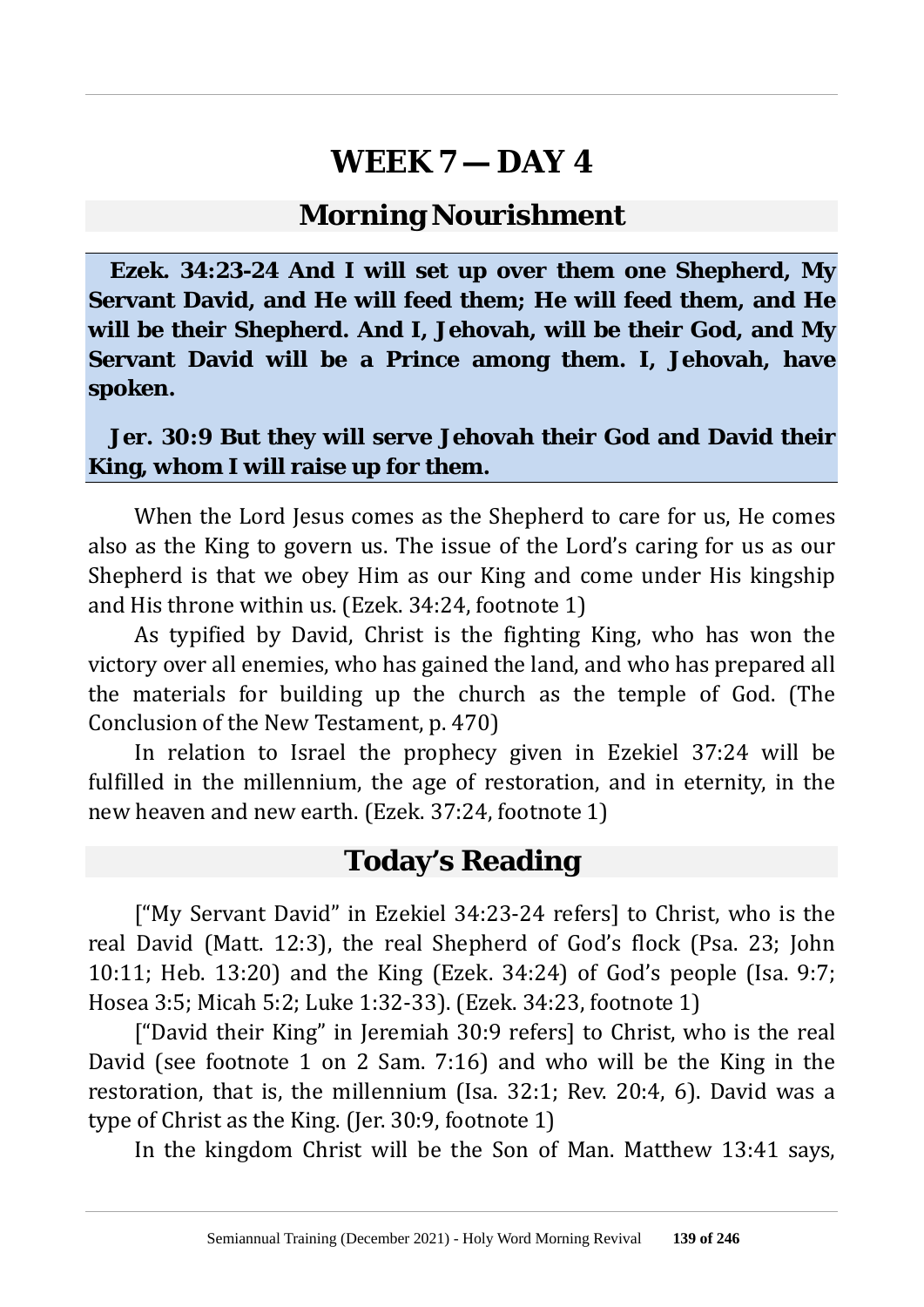# WEEK 7 — DAY 4

## Morning Nourishment

**Ezek. 34:23-24 And I will set up over them one Shepherd, My Servant David, and He will feed them; He will feed them, and He will be their Shepherd. And I, Jehovah, will be their God, and My Servant David will be a Prince among them. I, Jehovah, have spoken.**

**Jer. 30:9 But they will serve Jehovah their God and David their King, whom I will raise up for them.**

When the Lord Jesus comes as the Shepherd to care for us, He comes also as the King to govern us. The issue of the Lord's caring for us as our Shepherd is that we obey Him as our King and come under His kingship and His throne within us. (Ezek. 34:24, footnote 1)

As typified by David, Christ is the fighting King, who has won the victory over all enemies, who has gained the land, and who has prepared all the materials for building up the church as the temple of God. (The Conclusion of the New Testament, p. 470)

In relation to Israel the prophecy given in Ezekiel 37:24 will be fulfilled in the millennium, the age of restoration, and in eternity, in the new heaven and new earth. (Ezek. 37:24, footnote 1)

## Today's Reading

["My Servant David" in Ezekiel 34:23-24 refers] to Christ, who is the real David (Matt. 12:3), the real Shepherd of God's flock (Psa. 23; John 10:11; Heb. 13:20) and the King (Ezek. 34:24) of God's people (Isa. 9:7; Hosea 3:5; Micah 5:2; Luke 1:32-33). (Ezek. 34:23, footnote 1)

["David their King" in Jeremiah 30:9 refers] to Christ, who is the real David (see footnote 1 on 2 Sam. 7:16) and who will be the King in the restoration, that is, the millennium (Isa. 32:1; Rev. 20:4, 6). David was a type of Christ as the King. (Jer. 30:9, footnote 1)

In the kingdom Christ will be the Son of Man. Matthew 13:41 says,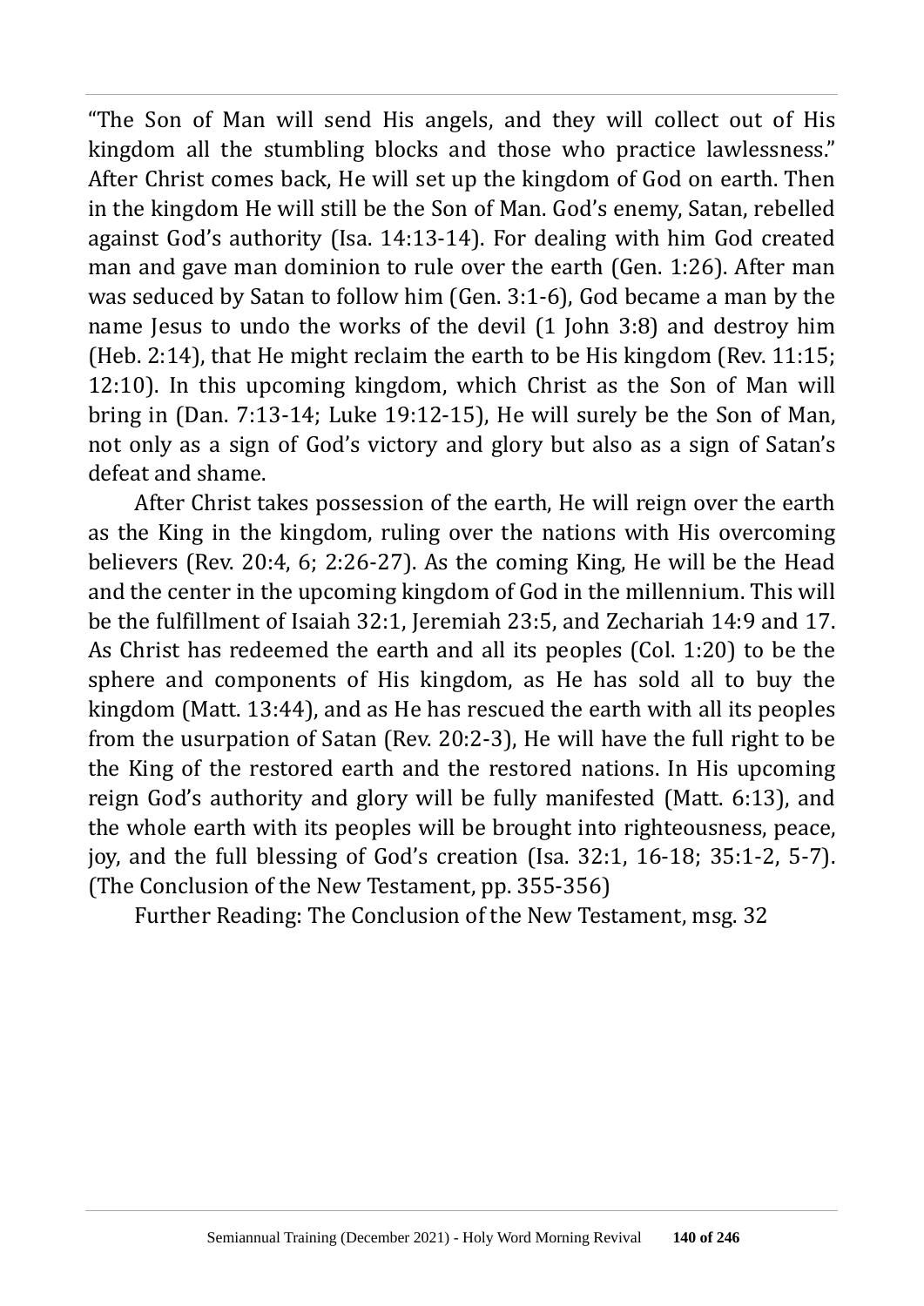"The Son of Man will send His angels, and they will collect out of His kingdom all the stumbling blocks and those who practice lawlessness." After Christ comes back, He will set up the kingdom of God on earth. Then in the kingdom He will still be the Son of Man. God's enemy, Satan, rebelled against God's authority (Isa. 14:13-14). For dealing with him God created man and gave man dominion to rule over the earth (Gen. 1:26). After man was seduced by Satan to follow him (Gen. 3:1-6), God became a man by the name Jesus to undo the works of the devil (1 John 3:8) and destroy him (Heb. 2:14), that He might reclaim the earth to be His kingdom (Rev. 11:15; 12:10). In this upcoming kingdom, which Christ as the Son of Man will bring in (Dan. 7:13-14; Luke 19:12-15), He will surely be the Son of Man, not only as a sign of God's victory and glory but also as a sign of Satan's defeat and shame.

After Christ takes possession of the earth, He will reign over the earth as the King in the kingdom, ruling over the nations with His overcoming believers (Rev. 20:4, 6; 2:26-27). As the coming King, He will be the Head and the center in the upcoming kingdom of God in the millennium. This will be the fulfillment of Isaiah 32:1, Jeremiah 23:5, and Zechariah 14:9 and 17. As Christ has redeemed the earth and all its peoples (Col. 1:20) to be the sphere and components of His kingdom, as He has sold all to buy the kingdom (Matt. 13:44), and as He has rescued the earth with all its peoples from the usurpation of Satan (Rev. 20:2-3), He will have the full right to be the King of the restored earth and the restored nations. In His upcoming reign God's authority and glory will be fully manifested (Matt. 6:13), and the whole earth with its peoples will be brought into righteousness, peace, joy, and the full blessing of God's creation (Isa. 32:1, 16-18; 35:1-2, 5-7). (The Conclusion of the New Testament, pp. 355-356)

Further Reading: The Conclusion of the New Testament, msg. 32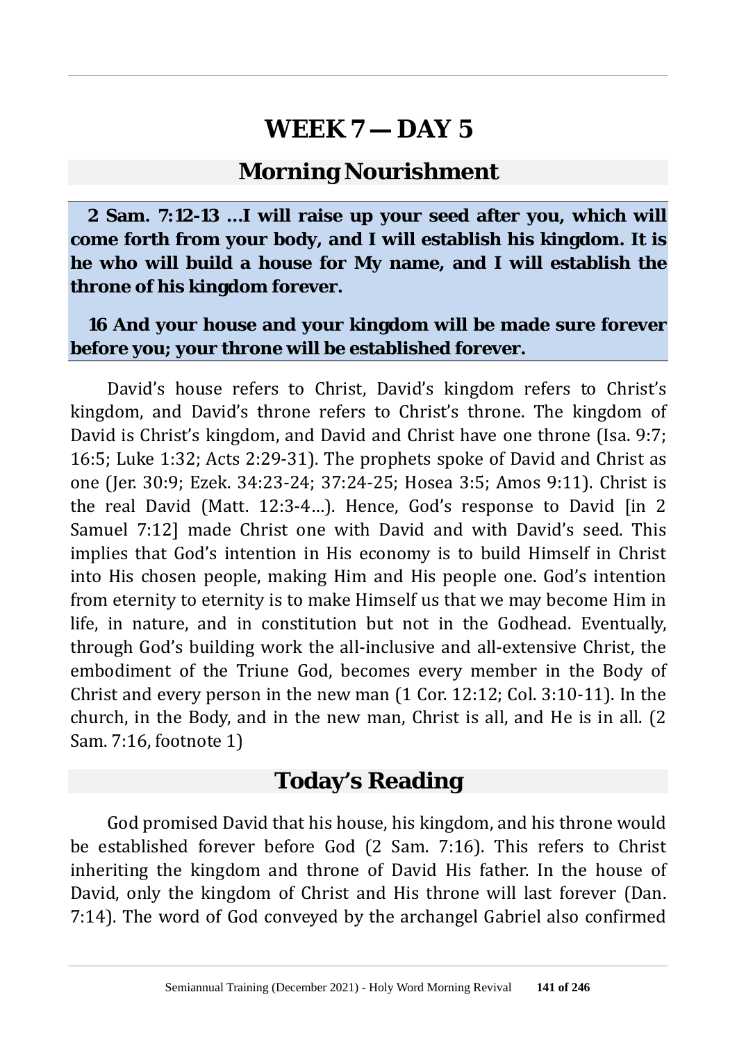# WEEK 7 — DAY 5

## Morning Nourishment

**2 Sam. 7:12-13 ...I will raise up your seed after you, which will come forth from your body, and I will establish his kingdom. It is he who will build a house for My name, and I will establish the throne of his kingdom forever.**

**16 And your house and your kingdom will be made sure forever before you; your throne will be established forever.**

David's house refers to Christ, David's kingdom refers to Christ's kingdom, and David's throne refers to Christ's throne. The kingdom of David is Christ's kingdom, and David and Christ have one throne (Isa. 9:7; 16:5; Luke 1:32; Acts 2:29-31). The prophets spoke of David and Christ as one (Jer. 30:9; Ezek. 34:23-24; 37:24-25; Hosea 3:5; Amos 9:11). Christ is the real David (Matt. 12:3-4...). Hence, God's response to David [in 2 Samuel 7:12] made Christ one with David and with David's seed. This implies that God's intention in His economy is to build Himself in Christ into His chosen people, making Him and His people one. God's intention from eternity to eternity is to make Himself us that we may become Him in life, in nature, and in constitution but not in the Godhead. Eventually, through God's building work the all-inclusive and all-extensive Christ, the embodiment of the Triune God, becomes every member in the Body of Christ and every person in the new man (1 Cor. 12:12; Col. 3:10-11). In the church, in the Body, and in the new man, Christ is all, and He is in all. (2 Sam. 7:16, footnote 1)

## Today's Reading

God promised David that his house, his kingdom, and his throne would be established forever before God (2 Sam. 7:16). This refers to Christ inheriting the kingdom and throne of David His father. In the house of David, only the kingdom of Christ and His throne will last forever (Dan. 7:14). The word of God conveyed by the archangel Gabriel also confirmed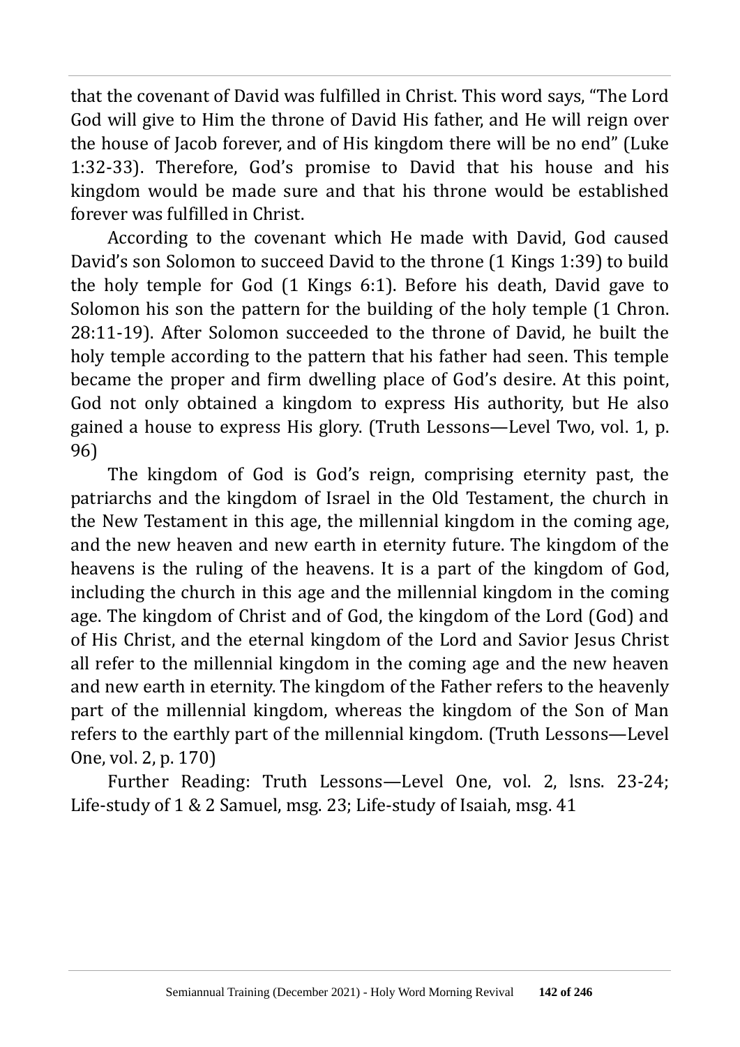that the covenant of David was fulfilled in Christ. This word says, "The Lord God will give to Him the throne of David His father, and He will reign over the house of Jacob forever, and of His kingdom there will be no end" (Luke 1:32-33). Therefore, God's promise to David that his house and his kingdom would be made sure and that his throne would be established forever was fulfilled in Christ.

According to the covenant which He made with David, God caused David's son Solomon to succeed David to the throne (1 Kings 1:39) to build the holy temple for God (1 Kings 6:1). Before his death, David gave to Solomon his son the pattern for the building of the holy temple (1 Chron. 28:11-19). After Solomon succeeded to the throne of David, he built the holy temple according to the pattern that his father had seen. This temple became the proper and firm dwelling place of God's desire. At this point, God not only obtained a kingdom to express His authority, but He also gained a house to express His glory. (Truth Lessons—Level Two, vol. 1, p. 96)

The kingdom of God is God's reign, comprising eternity past, the patriarchs and the kingdom of Israel in the Old Testament, the church in the New Testament in this age, the millennial kingdom in the coming age, and the new heaven and new earth in eternity future. The kingdom of the heavens is the ruling of the heavens. It is a part of the kingdom of God, including the church in this age and the millennial kingdom in the coming age. The kingdom of Christ and of God, the kingdom of the Lord (God) and of His Christ, and the eternal kingdom of the Lord and Savior Jesus Christ all refer to the millennial kingdom in the coming age and the new heaven and new earth in eternity. The kingdom of the Father refers to the heavenly part of the millennial kingdom, whereas the kingdom of the Son of Man refers to the earthly part of the millennial kingdom. (Truth Lessons—Level One, vol. 2, p. 170)

Further Reading: Truth Lessons—Level One, vol. 2, lsns. 23-24; Life-study of 1 & 2 Samuel, msg. 23; Life-study of Isaiah, msg. 41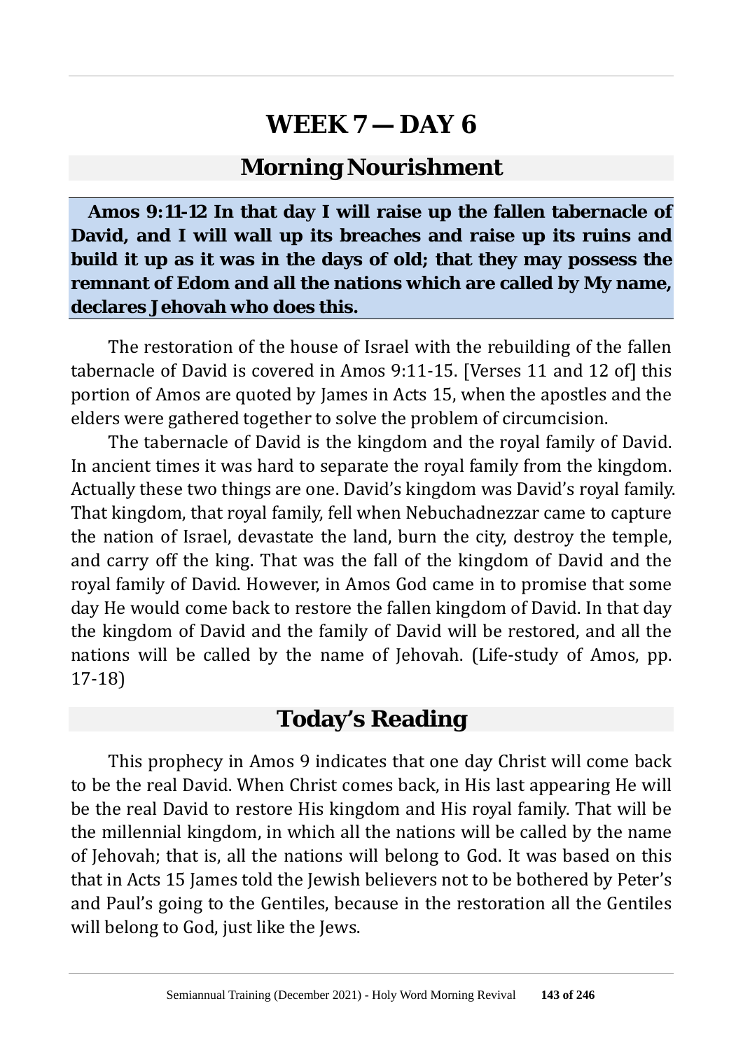# WEEK 7 — DAY 6

## Morning Nourishment

**Amos 9:11-12 In that day I will raise up the fallen tabernacle of David, and I will wall up its breaches and raise up its ruins and build it up as it was in the days of old; that they may possess the remnant of Edom and all the nations which are called by My name, declares Jehovah who does this.**

The restoration of the house of Israel with the rebuilding of the fallen tabernacle of David is covered in Amos 9:11-15. [Verses 11 and 12 of] this portion of Amos are quoted by James in Acts 15, when the apostles and the elders were gathered together to solve the problem of circumcision.

The tabernacle of David is the kingdom and the royal family of David. In ancient times it was hard to separate the royal family from the kingdom. Actually these two things are one. David's kingdom was David's royal family. That kingdom, that royal family, fell when Nebuchadnezzar came to capture the nation of Israel, devastate the land, burn the city, destroy the temple, and carry off the king. That was the fall of the kingdom of David and the royal family of David. However, in Amos God came in to promise that some day He would come back to restore the fallen kingdom of David. In that day the kingdom of David and the family of David will be restored, and all the nations will be called by the name of Jehovah. (Life-study of Amos, pp. 17-18)

## Today's Reading

This prophecy in Amos 9 indicates that one day Christ will come back to be the real David. When Christ comes back, in His last appearing He will be the real David to restore His kingdom and His royal family. That will be the millennial kingdom, in which all the nations will be called by the name of Jehovah; that is, all the nations will belong to God. It was based on this that in Acts 15 James told the Jewish believers not to be bothered by Peter's and Paul's going to the Gentiles, because in the restoration all the Gentiles will belong to God, just like the Jews.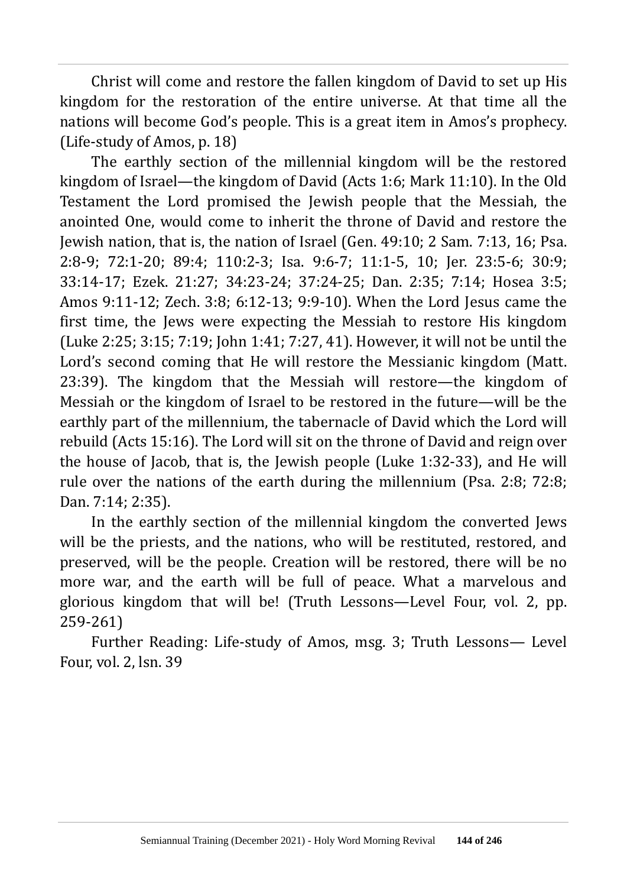Christ will come and restore the fallen kingdom of David to set up His kingdom for the restoration of the entire universe. At that time all the nations will become God's people. This is a great item in Amos's prophecy. (Life-study of Amos, p. 18)

The earthly section of the millennial kingdom will be the restored kingdom of Israel—the kingdom of David (Acts 1:6; Mark 11:10). In the Old Testament the Lord promised the Jewish people that the Messiah, the anointed One, would come to inherit the throne of David and restore the Jewish nation, that is, the nation of Israel (Gen. 49:10; 2 Sam. 7:13, 16; Psa. 2:8-9; 72:1-20; 89:4; 110:2-3; Isa. 9:6-7; 11:1-5, 10; Jer. 23:5-6; 30:9; 33:14-17; Ezek. 21:27; 34:23-24; 37:24-25; Dan. 2:35; 7:14; Hosea 3:5; Amos 9:11-12; Zech. 3:8; 6:12-13; 9:9-10). When the Lord Jesus came the first time, the Jews were expecting the Messiah to restore His kingdom (Luke 2:25; 3:15; 7:19; John 1:41; 7:27, 41). However, it will not be until the Lord's second coming that He will restore the Messianic kingdom (Matt. 23:39). The kingdom that the Messiah will restore—the kingdom of Messiah or the kingdom of Israel to be restored in the future—will be the earthly part of the millennium, the tabernacle of David which the Lord will rebuild (Acts 15:16). The Lord will sit on the throne of David and reign over the house of Jacob, that is, the Jewish people (Luke 1:32-33), and He will rule over the nations of the earth during the millennium (Psa. 2:8; 72:8; Dan. 7:14; 2:35).

In the earthly section of the millennial kingdom the converted Jews will be the priests, and the nations, who will be restituted, restored, and preserved, will be the people. Creation will be restored, there will be no more war, and the earth will be full of peace. What a marvelous and glorious kingdom that will be! (Truth Lessons—Level Four, vol. 2, pp. 259-261)

Further Reading: Life-study of Amos, msg. 3; Truth Lessons— Level Four, vol. 2, lsn. 39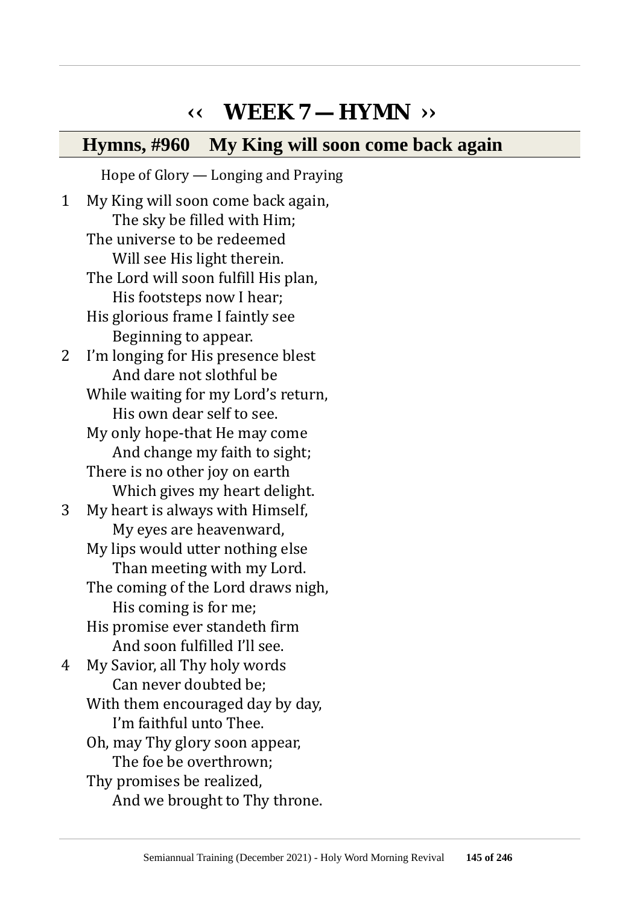# ‹‹ WEEK 7 — HYMN ››

## Hymns, #960 My King will soon come back again

Hope of Glory — Longing and Praying

1 My King will soon come back again,
  The sky be filled with Him;
 The universe to be redeemed
  Will see His light therein.
 The Lord will soon fulfill His plan,
  His footsteps now I hear;
 His glorious frame I faintly see
  Beginning to appear.

2 I'm longing for His presence blest
  And dare not slothful be
 While waiting for my Lord's return,
  His own dear self to see.
 My only hope-that He may come
  And change my faith to sight;
 There is no other joy on earth
  Which gives my heart delight.

3 My heart is always with Himself,
  My eyes are heavenward,
 My lips would utter nothing else
  Than meeting with my Lord.
 The coming of the Lord draws nigh,
  His coming is for me;
 His promise ever standeth firm
  And soon fulfilled I'll see.

4 My Savior, all Thy holy words
  Can never doubted be;
 With them encouraged day by day,
  I'm faithful unto Thee.
 Oh, may Thy glory soon appear,
  The foe be overthrown;
 Thy promises be realized,
  And we brought to Thy throne.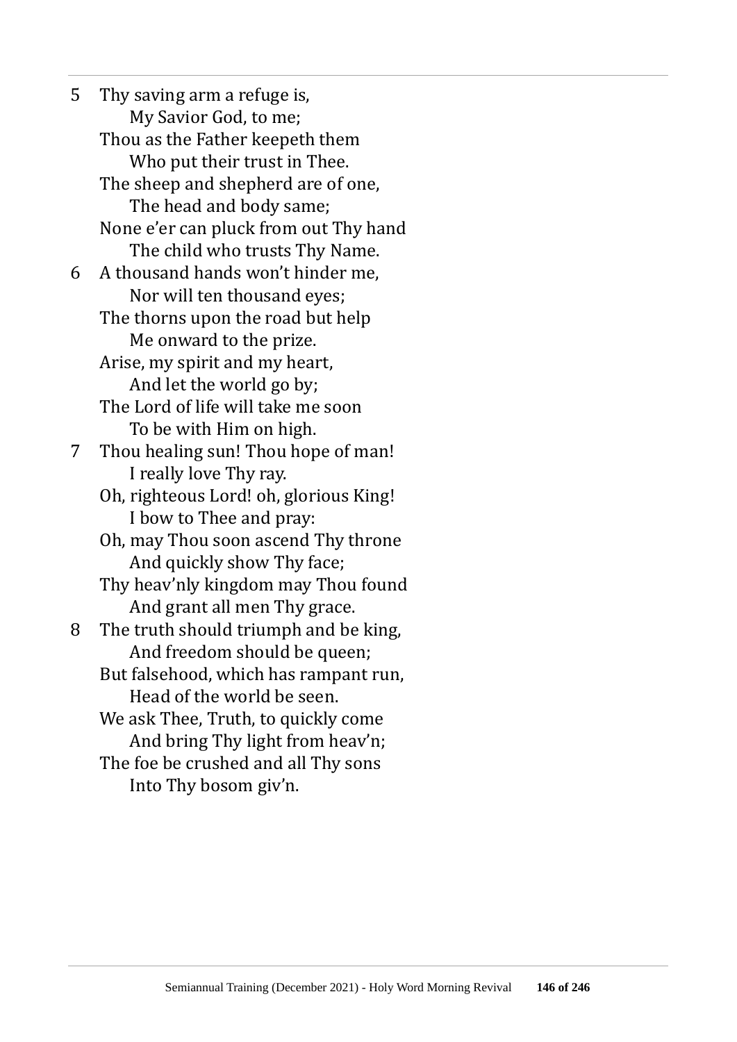5 Thy saving arm a refuge is,
  My Savior God, to me;
Thou as the Father keepeth them
  Who put their trust in Thee.
The sheep and shepherd are of one,
  The head and body same;
None e'er can pluck from out Thy hand
  The child who trusts Thy Name.

6 A thousand hands won't hinder me,
  Nor will ten thousand eyes;
The thorns upon the road but help
  Me onward to the prize.
Arise, my spirit and my heart,
  And let the world go by;
The Lord of life will take me soon
  To be with Him on high.

7 Thou healing sun! Thou hope of man!
  I really love Thy ray.
Oh, righteous Lord! oh, glorious King!
  I bow to Thee and pray:
Oh, may Thou soon ascend Thy throne
  And quickly show Thy face;
Thy heav'nly kingdom may Thou found
  And grant all men Thy grace.

8 The truth should triumph and be king,
  And freedom should be queen;
But falsehood, which has rampant run,
  Head of the world be seen.
We ask Thee, Truth, to quickly come
  And bring Thy light from heav'n;
The foe be crushed and all Thy sons
  Into Thy bosom giv'n.